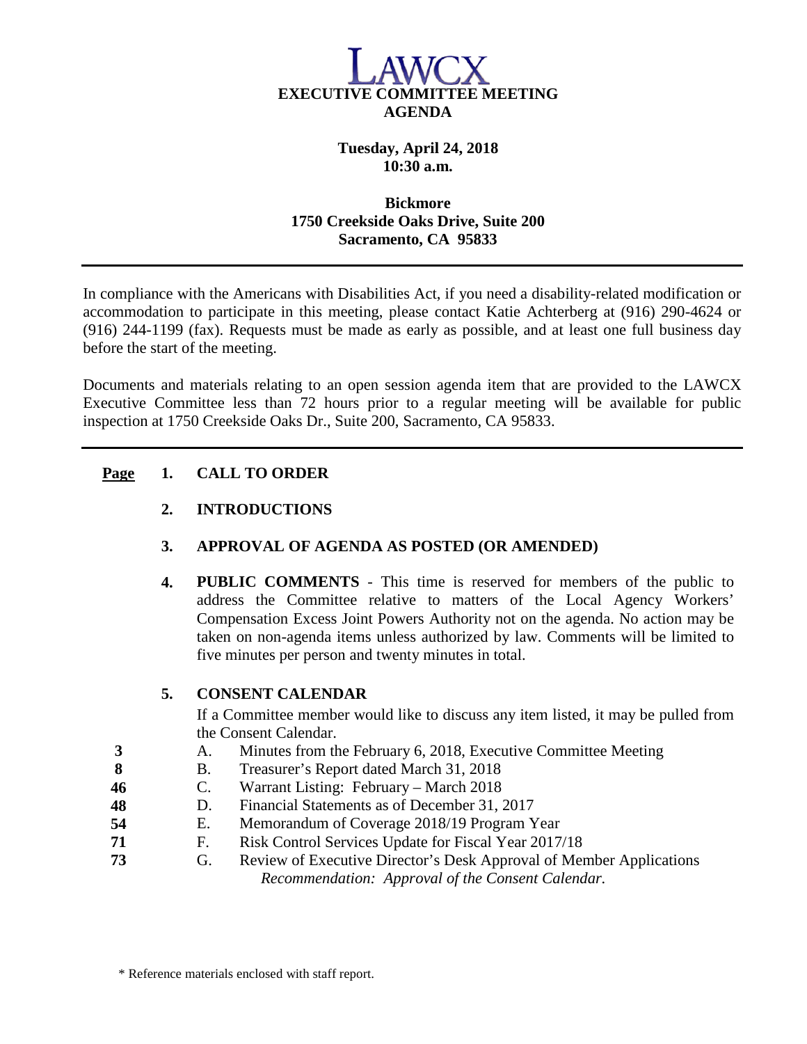# LAWCX

## EXECUTIVE COMMITTEE MEETING
## AGENDA

**Tuesday, April 24, 2018**
**10:30 a.m.**

**Bickmore**
**1750 Creekside Oaks Drive, Suite 200**
**Sacramento, CA 95833**

---

In compliance with the Americans with Disabilities Act, if you need a disability-related modification or accommodation to participate in this meeting, please contact Katie Achterberg at (916) 290-4624 or (916) 244-1199 (fax). Requests must be made as early as possible, and at least one full business day before the start of the meeting.

Documents and materials relating to an open session agenda item that are provided to the LAWCX Executive Committee less than 72 hours prior to a regular meeting will be available for public inspection at 1750 Creekside Oaks Dr., Suite 200, Sacramento, CA 95833.

---

**Page**

**1. CALL TO ORDER**

**2. INTRODUCTIONS**

**3. APPROVAL OF AGENDA AS POSTED (OR AMENDED)**

**4. PUBLIC COMMENTS** - This time is reserved for members of the public to address the Committee relative to matters of the Local Agency Workers' Compensation Excess Joint Powers Authority not on the agenda. No action may be taken on non-agenda items unless authorized by law. Comments will be limited to five minutes per person and twenty minutes in total.

**5. CONSENT CALENDAR**

If a Committee member would like to discuss any item listed, it may be pulled from the Consent Calendar.

| Page | | |
|---|---|---|
| 3 | A. | Minutes from the February 6, 2018, Executive Committee Meeting |
| 8 | B. | Treasurer's Report dated March 31, 2018 |
| 46 | C. | Warrant Listing: February – March 2018 |
| 48 | D. | Financial Statements as of December 31, 2017 |
| 54 | E. | Memorandum of Coverage 2018/19 Program Year |
| 71 | F. | Risk Control Services Update for Fiscal Year 2017/18 |
| 73 | G. | Review of Executive Director's Desk Approval of Member Applications |

*Recommendation: Approval of the Consent Calendar.*

\* Reference materials enclosed with staff report.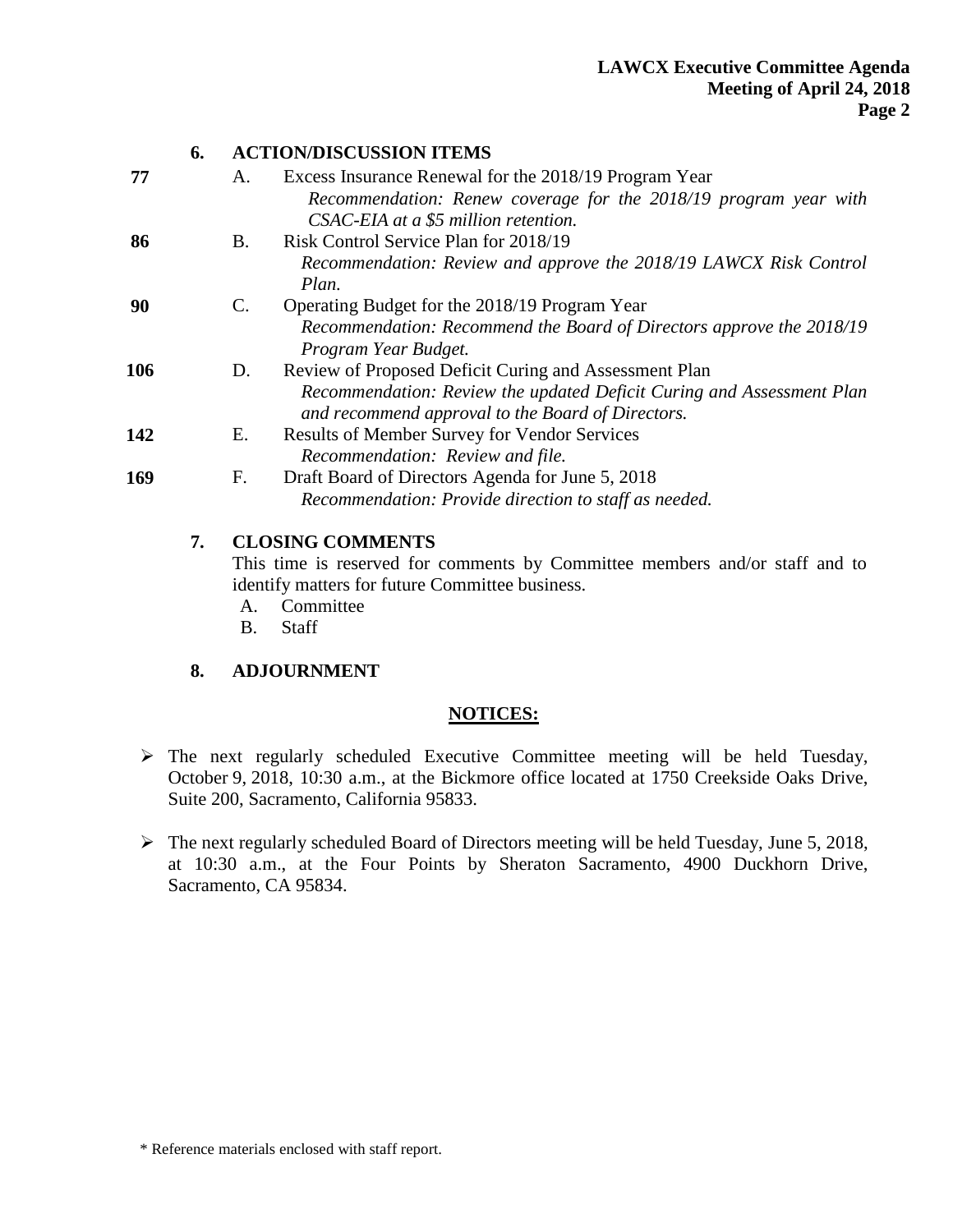## 6. ACTION/DISCUSSION ITEMS

**77** A. Excess Insurance Renewal for the 2018/19 Program Year
*Recommendation: Renew coverage for the 2018/19 program year with CSAC-EIA at a $5 million retention.*

**86** B. Risk Control Service Plan for 2018/19
*Recommendation: Review and approve the 2018/19 LAWCX Risk Control Plan.*

**90** C. Operating Budget for the 2018/19 Program Year
*Recommendation: Recommend the Board of Directors approve the 2018/19 Program Year Budget.*

**106** D. Review of Proposed Deficit Curing and Assessment Plan
*Recommendation: Review the updated Deficit Curing and Assessment Plan and recommend approval to the Board of Directors.*

**142** E. Results of Member Survey for Vendor Services
*Recommendation: Review and file.*

**169** F. Draft Board of Directors Agenda for June 5, 2018
*Recommendation: Provide direction to staff as needed.*

## 7. CLOSING COMMENTS

This time is reserved for comments by Committee members and/or staff and to identify matters for future Committee business.

A. Committee
B. Staff

## 8. ADJOURNMENT

**NOTICES:**

- The next regularly scheduled Executive Committee meeting will be held Tuesday, October 9, 2018, 10:30 a.m., at the Bickmore office located at 1750 Creekside Oaks Drive, Suite 200, Sacramento, California 95833.
- The next regularly scheduled Board of Directors meeting will be held Tuesday, June 5, 2018, at 10:30 a.m., at the Four Points by Sheraton Sacramento, 4900 Duckhorn Drive, Sacramento, CA 95834.

\* Reference materials enclosed with staff report.